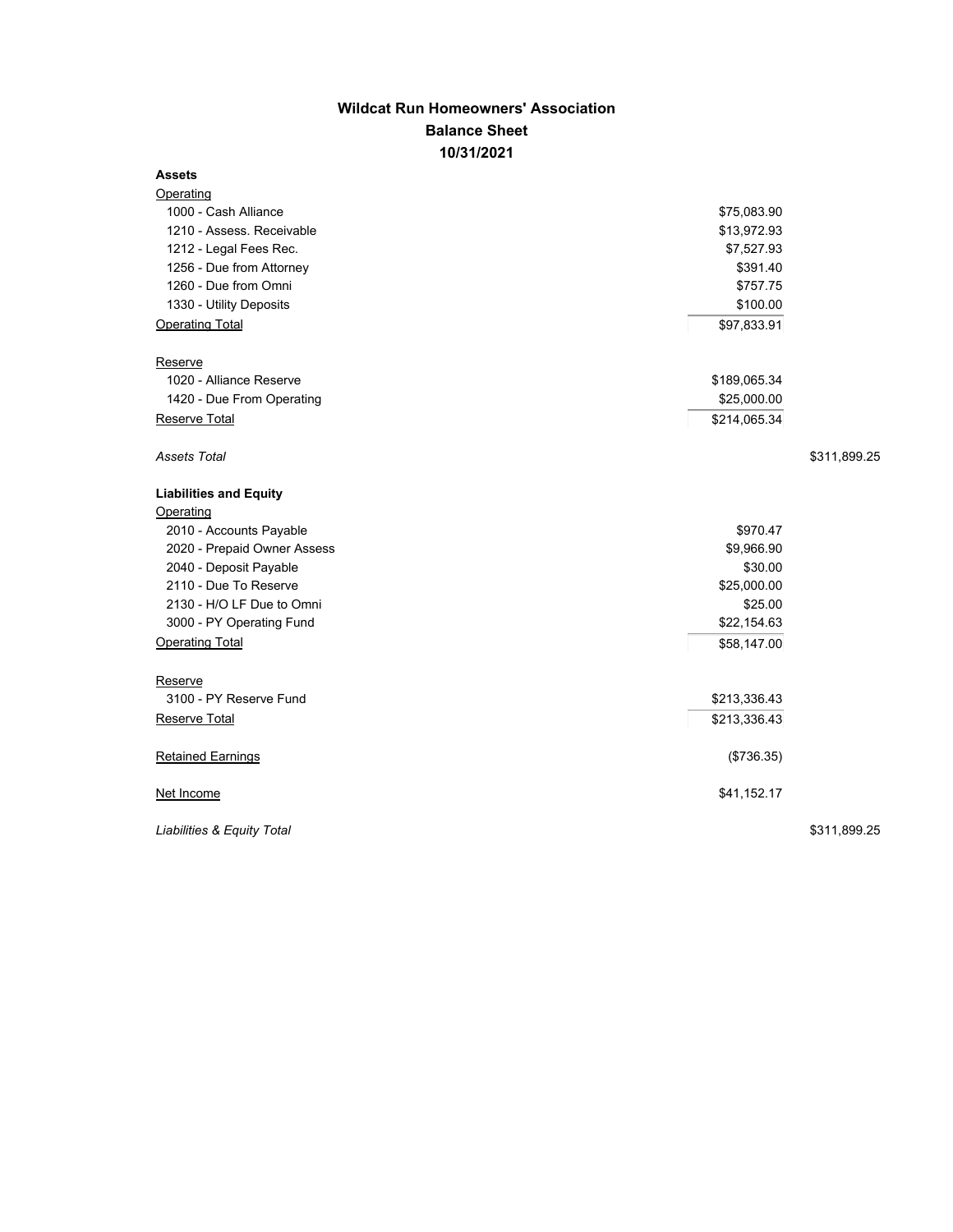# Wildcat Run Homeowners' Association
## Balance Sheet
### 10/31/2021

| | | |
|---|---|---|
| **Assets** | | |
| Operating | | |
| 1000 - Cash Alliance | $75,083.90 | |
| 1210 - Assess. Receivable | $13,972.93 | |
| 1212 - Legal Fees Rec. | $7,527.93 | |
| 1256 - Due from Attorney | $391.40 | |
| 1260 - Due from Omni | $757.75 | |
| 1330 - Utility Deposits | $100.00 | |
| Operating Total | $97,833.91 | |
| Reserve | | |
| 1020 - Alliance Reserve | $189,065.34 | |
| 1420 - Due From Operating | $25,000.00 | |
| Reserve Total | $214,065.34 | |
| *Assets Total* | | $311,899.25 |
| **Liabilities and Equity** | | |
| Operating | | |
| 2010 - Accounts Payable | $970.47 | |
| 2020 - Prepaid Owner Assess | $9,966.90 | |
| 2040 - Deposit Payable | $30.00 | |
| 2110 - Due To Reserve | $25,000.00 | |
| 2130 - H/O LF Due to Omni | $25.00 | |
| 3000 - PY Operating Fund | $22,154.63 | |
| Operating Total | $58,147.00 | |
| Reserve | | |
| 3100 - PY Reserve Fund | $213,336.43 | |
| Reserve Total | $213,336.43 | |
| Retained Earnings | ($736.35) | |
| Net Income | $41,152.17 | |
| *Liabilities & Equity Total* | | $311,899.25 |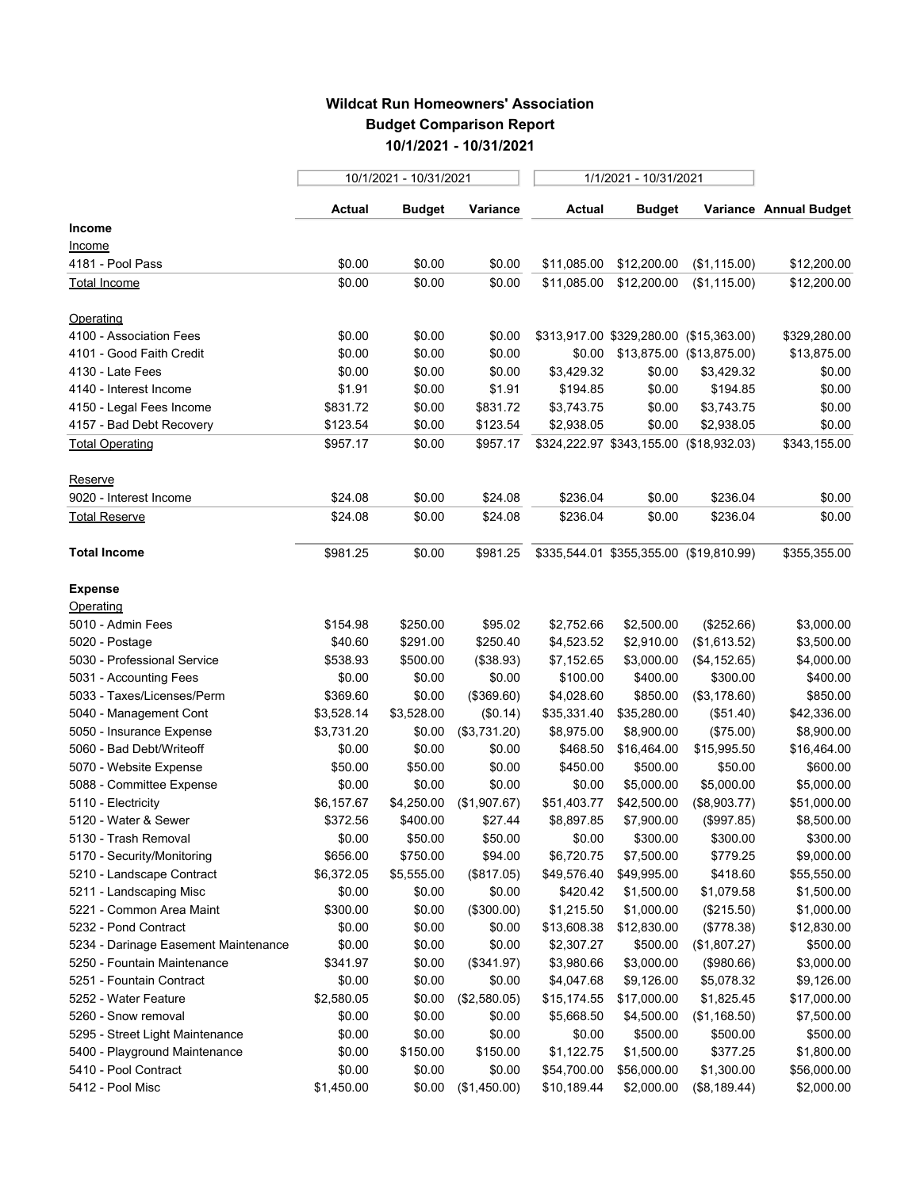## Wildcat Run Homeowners' Association
## Budget Comparison Report
## 10/1/2021 - 10/31/2021

| | 10/1/2021 - 10/31/2021 | | | 1/1/2021 - 10/31/2021 | | | |
|---|---|---|---|---|---|---|---|
| | **Actual** | **Budget** | **Variance** | **Actual** | **Budget** | **Variance** | **Annual Budget** |
| **Income** | | | | | | | |
| Income | | | | | | | |
| 4181 - Pool Pass | $0.00 | $0.00 | $0.00 | $11,085.00 | $12,200.00 | ($1,115.00) | $12,200.00 |
| Total Income | $0.00 | $0.00 | $0.00 | $11,085.00 | $12,200.00 | ($1,115.00) | $12,200.00 |
| Operating | | | | | | | |
| 4100 - Association Fees | $0.00 | $0.00 | $0.00 | $313,917.00 | $329,280.00 | ($15,363.00) | $329,280.00 |
| 4101 - Good Faith Credit | $0.00 | $0.00 | $0.00 | $0.00 | $13,875.00 | ($13,875.00) | $13,875.00 |
| 4130 - Late Fees | $0.00 | $0.00 | $0.00 | $3,429.32 | $0.00 | $3,429.32 | $0.00 |
| 4140 - Interest Income | $1.91 | $0.00 | $1.91 | $194.85 | $0.00 | $194.85 | $0.00 |
| 4150 - Legal Fees Income | $831.72 | $0.00 | $831.72 | $3,743.75 | $0.00 | $3,743.75 | $0.00 |
| 4157 - Bad Debt Recovery | $123.54 | $0.00 | $123.54 | $2,938.05 | $0.00 | $2,938.05 | $0.00 |
| Total Operating | $957.17 | $0.00 | $957.17 | $324,222.97 | $343,155.00 | ($18,932.03) | $343,155.00 |
| Reserve | | | | | | | |
| 9020 - Interest Income | $24.08 | $0.00 | $24.08 | $236.04 | $0.00 | $236.04 | $0.00 |
| Total Reserve | $24.08 | $0.00 | $24.08 | $236.04 | $0.00 | $236.04 | $0.00 |
| **Total Income** | $981.25 | $0.00 | $981.25 | $335,544.01 | $355,355.00 | ($19,810.99) | $355,355.00 |
| **Expense** | | | | | | | |
| Operating | | | | | | | |
| 5010 - Admin Fees | $154.98 | $250.00 | $95.02 | $2,752.66 | $2,500.00 | ($252.66) | $3,000.00 |
| 5020 - Postage | $40.60 | $291.00 | $250.40 | $4,523.52 | $2,910.00 | ($1,613.52) | $3,500.00 |
| 5030 - Professional Service | $538.93 | $500.00 | ($38.93) | $7,152.65 | $3,000.00 | ($4,152.65) | $4,000.00 |
| 5031 - Accounting Fees | $0.00 | $0.00 | $0.00 | $100.00 | $400.00 | $300.00 | $400.00 |
| 5033 - Taxes/Licenses/Perm | $369.60 | $0.00 | ($369.60) | $4,028.60 | $850.00 | ($3,178.60) | $850.00 |
| 5040 - Management Cont | $3,528.14 | $3,528.00 | ($0.14) | $35,331.40 | $35,280.00 | ($51.40) | $42,336.00 |
| 5050 - Insurance Expense | $3,731.20 | $0.00 | ($3,731.20) | $8,975.00 | $8,900.00 | ($75.00) | $8,900.00 |
| 5060 - Bad Debt/Writeoff | $0.00 | $0.00 | $0.00 | $468.50 | $16,464.00 | $15,995.50 | $16,464.00 |
| 5070 - Website Expense | $50.00 | $50.00 | $0.00 | $450.00 | $500.00 | $50.00 | $600.00 |
| 5088 - Committee Expense | $0.00 | $0.00 | $0.00 | $0.00 | $5,000.00 | $5,000.00 | $5,000.00 |
| 5110 - Electricity | $6,157.67 | $4,250.00 | ($1,907.67) | $51,403.77 | $42,500.00 | ($8,903.77) | $51,000.00 |
| 5120 - Water & Sewer | $372.56 | $400.00 | $27.44 | $8,897.85 | $7,900.00 | ($997.85) | $8,500.00 |
| 5130 - Trash Removal | $0.00 | $50.00 | $50.00 | $0.00 | $300.00 | $300.00 | $300.00 |
| 5170 - Security/Monitoring | $656.00 | $750.00 | $94.00 | $6,720.75 | $7,500.00 | $779.25 | $9,000.00 |
| 5210 - Landscape Contract | $6,372.05 | $5,555.00 | ($817.05) | $49,576.40 | $49,995.00 | $418.60 | $55,550.00 |
| 5211 - Landscaping Misc | $0.00 | $0.00 | $0.00 | $420.42 | $1,500.00 | $1,079.58 | $1,500.00 |
| 5221 - Common Area Maint | $300.00 | $0.00 | ($300.00) | $1,215.50 | $1,000.00 | ($215.50) | $1,000.00 |
| 5232 - Pond Contract | $0.00 | $0.00 | $0.00 | $13,608.38 | $12,830.00 | ($778.38) | $12,830.00 |
| 5234 - Darinage Easement Maintenance | $0.00 | $0.00 | $0.00 | $2,307.27 | $500.00 | ($1,807.27) | $500.00 |
| 5250 - Fountain Maintenance | $341.97 | $0.00 | ($341.97) | $3,980.66 | $3,000.00 | ($980.66) | $3,000.00 |
| 5251 - Fountain Contract | $0.00 | $0.00 | $0.00 | $4,047.68 | $9,126.00 | $5,078.32 | $9,126.00 |
| 5252 - Water Feature | $2,580.05 | $0.00 | ($2,580.05) | $15,174.55 | $17,000.00 | $1,825.45 | $17,000.00 |
| 5260 - Snow removal | $0.00 | $0.00 | $0.00 | $5,668.50 | $4,500.00 | ($1,168.50) | $7,500.00 |
| 5295 - Street Light Maintenance | $0.00 | $0.00 | $0.00 | $0.00 | $500.00 | $500.00 | $500.00 |
| 5400 - Playground Maintenance | $0.00 | $150.00 | $150.00 | $1,122.75 | $1,500.00 | $377.25 | $1,800.00 |
| 5410 - Pool Contract | $0.00 | $0.00 | $0.00 | $54,700.00 | $56,000.00 | $1,300.00 | $56,000.00 |
| 5412 - Pool Misc | $1,450.00 | $0.00 | ($1,450.00) | $10,189.44 | $2,000.00 | ($8,189.44) | $2,000.00 |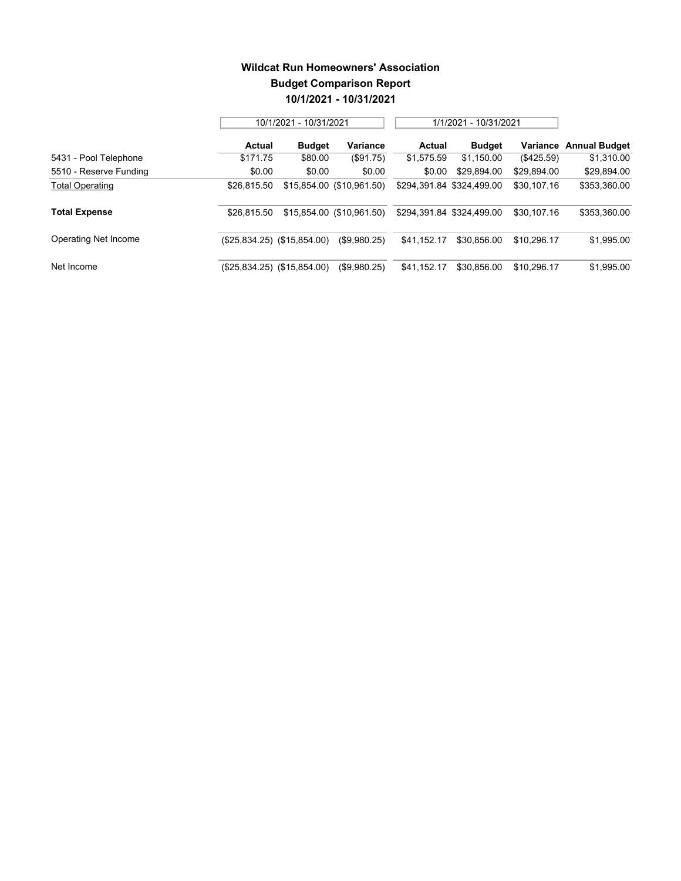**Wildcat Run Homeowners' Association**

**Budget Comparison Report**

**10/1/2021 - 10/31/2021**

| | 10/1/2021 - 10/31/2021 | | | 1/1/2021 - 10/31/2021 | | | |
|---|---|---|---|---|---|---|---|
| | **Actual** | **Budget** | **Variance** | **Actual** | **Budget** | **Variance** | **Annual Budget** |
| 5431 - Pool Telephone | $171.75 | $80.00 | ($91.75) | $1,575.59 | $1,150.00 | ($425.59) | $1,310.00 |
| 5510 - Reserve Funding | $0.00 | $0.00 | $0.00 | $0.00 | $29,894.00 | $29,894.00 | $29,894.00 |
| Total Operating | $26,815.50 | $15,854.00 | ($10,961.50) | $294,391.84 | $324,499.00 | $30,107.16 | $353,360.00 |
| **Total Expense** | $26,815.50 | $15,854.00 | ($10,961.50) | $294,391.84 | $324,499.00 | $30,107.16 | $353,360.00 |
| Operating Net Income | ($25,834.25) | ($15,854.00) | ($9,980.25) | $41,152.17 | $30,856.00 | $10,296.17 | $1,995.00 |
| Net Income | ($25,834.25) | ($15,854.00) | ($9,980.25) | $41,152.17 | $30,856.00 | $10,296.17 | $1,995.00 |